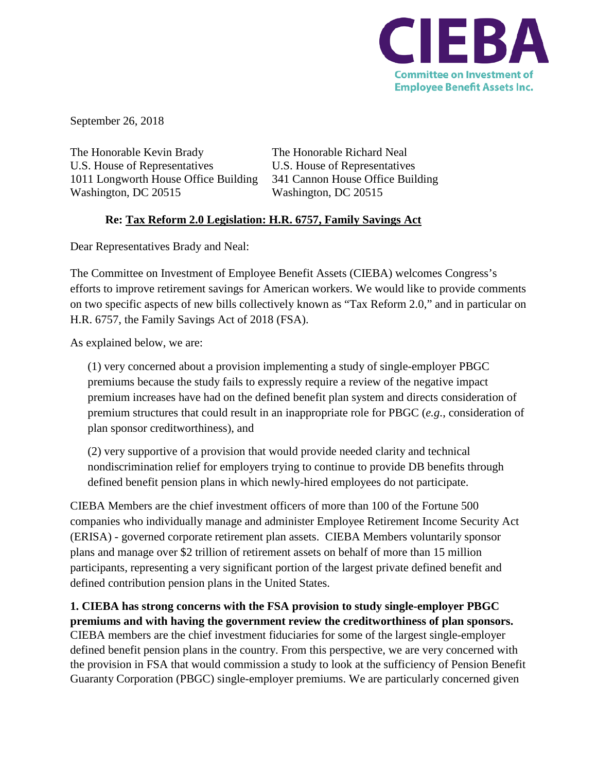CIEBA

Committee on Investment of Employee Benefit Assets Inc.

September 26, 2018

The Honorable Kevin Brady
U.S. House of Representatives
1011 Longworth House Office Building
Washington, DC 20515

The Honorable Richard Neal
U.S. House of Representatives
341 Cannon House Office Building
Washington, DC 20515

**Re: Tax Reform 2.0 Legislation: H.R. 6757, Family Savings Act**

Dear Representatives Brady and Neal:

The Committee on Investment of Employee Benefit Assets (CIEBA) welcomes Congress's efforts to improve retirement savings for American workers. We would like to provide comments on two specific aspects of new bills collectively known as "Tax Reform 2.0," and in particular on H.R. 6757, the Family Savings Act of 2018 (FSA).

As explained below, we are:

(1) very concerned about a provision implementing a study of single-employer PBGC premiums because the study fails to expressly require a review of the negative impact premium increases have had on the defined benefit plan system and directs consideration of premium structures that could result in an inappropriate role for PBGC (*e.g.*, consideration of plan sponsor creditworthiness), and

(2) very supportive of a provision that would provide needed clarity and technical nondiscrimination relief for employers trying to continue to provide DB benefits through defined benefit pension plans in which newly-hired employees do not participate.

CIEBA Members are the chief investment officers of more than 100 of the Fortune 500 companies who individually manage and administer Employee Retirement Income Security Act (ERISA) - governed corporate retirement plan assets. CIEBA Members voluntarily sponsor plans and manage over $2 trillion of retirement assets on behalf of more than 15 million participants, representing a very significant portion of the largest private defined benefit and defined contribution pension plans in the United States.

**1. CIEBA has strong concerns with the FSA provision to study single-employer PBGC premiums and with having the government review the creditworthiness of plan sponsors.** CIEBA members are the chief investment fiduciaries for some of the largest single-employer defined benefit pension plans in the country. From this perspective, we are very concerned with the provision in FSA that would commission a study to look at the sufficiency of Pension Benefit Guaranty Corporation (PBGC) single-employer premiums. We are particularly concerned given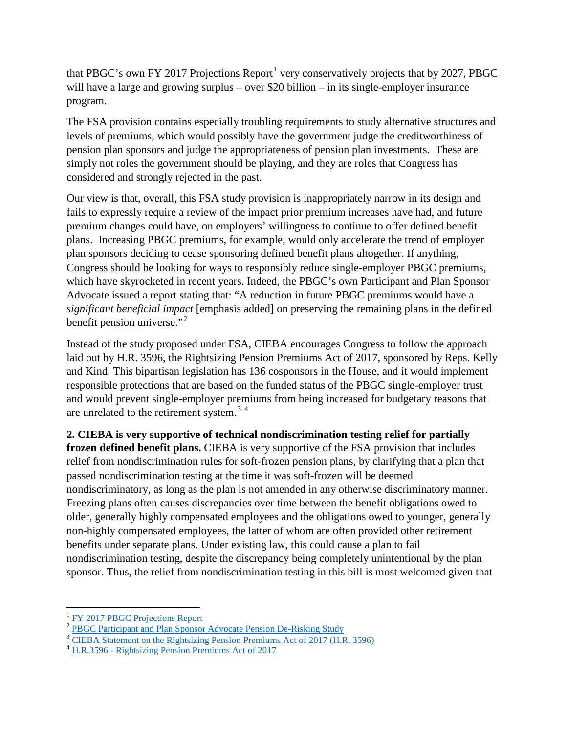that PBGC's own FY 2017 Projections Report[1] very conservatively projects that by 2027, PBGC will have a large and growing surplus – over $20 billion – in its single-employer insurance program.

The FSA provision contains especially troubling requirements to study alternative structures and levels of premiums, which would possibly have the government judge the creditworthiness of pension plan sponsors and judge the appropriateness of pension plan investments. These are simply not roles the government should be playing, and they are roles that Congress has considered and strongly rejected in the past.

Our view is that, overall, this FSA study provision is inappropriately narrow in its design and fails to expressly require a review of the impact prior premium increases have had, and future premium changes could have, on employers' willingness to continue to offer defined benefit plans. Increasing PBGC premiums, for example, would only accelerate the trend of employer plan sponsors deciding to cease sponsoring defined benefit plans altogether. If anything, Congress should be looking for ways to responsibly reduce single-employer PBGC premiums, which have skyrocketed in recent years. Indeed, the PBGC's own Participant and Plan Sponsor Advocate issued a report stating that: "A reduction in future PBGC premiums would have a *significant beneficial impact* [emphasis added] on preserving the remaining plans in the defined benefit pension universe."[2]

Instead of the study proposed under FSA, CIEBA encourages Congress to follow the approach laid out by H.R. 3596, the Rightsizing Pension Premiums Act of 2017, sponsored by Reps. Kelly and Kind. This bipartisan legislation has 136 cosponsors in the House, and it would implement responsible protections that are based on the funded status of the PBGC single-employer trust and would prevent single-employer premiums from being increased for budgetary reasons that are unrelated to the retirement system.[3] [4]

**2. CIEBA is very supportive of technical nondiscrimination testing relief for partially frozen defined benefit plans.** CIEBA is very supportive of the FSA provision that includes relief from nondiscrimination rules for soft-frozen pension plans, by clarifying that a plan that passed nondiscrimination testing at the time it was soft-frozen will be deemed nondiscriminatory, as long as the plan is not amended in any otherwise discriminatory manner. Freezing plans often causes discrepancies over time between the benefit obligations owed to older, generally highly compensated employees and the obligations owed to younger, generally non-highly compensated employees, the latter of whom are often provided other retirement benefits under separate plans. Under existing law, this could cause a plan to fail nondiscrimination testing, despite the discrepancy being completely unintentional by the plan sponsor. Thus, the relief from nondiscrimination testing in this bill is most welcomed given that

---

[1] FY 2017 PBGC Projections Report

[2] PBGC Participant and Plan Sponsor Advocate Pension De-Risking Study

[3] CIEBA Statement on the Rightsizing Pension Premiums Act of 2017 (H.R. 3596)

[4] H.R.3596 - Rightsizing Pension Premiums Act of 2017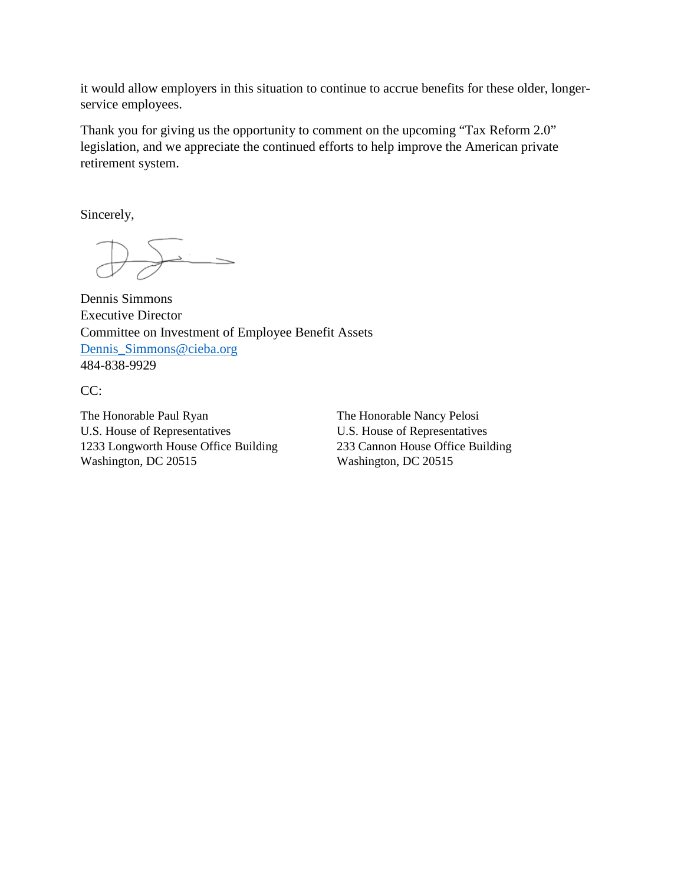it would allow employers in this situation to continue to accrue benefits for these older, longer-service employees.

Thank you for giving us the opportunity to comment on the upcoming "Tax Reform 2.0" legislation, and we appreciate the continued efforts to help improve the American private retirement system.

Sincerely,

Dennis Simmons
Executive Director
Committee on Investment of Employee Benefit Assets
Dennis_Simmons@cieba.org
484-838-9929

CC:

The Honorable Paul Ryan
U.S. House of Representatives
1233 Longworth House Office Building
Washington, DC 20515

The Honorable Nancy Pelosi
U.S. House of Representatives
233 Cannon House Office Building
Washington, DC 20515